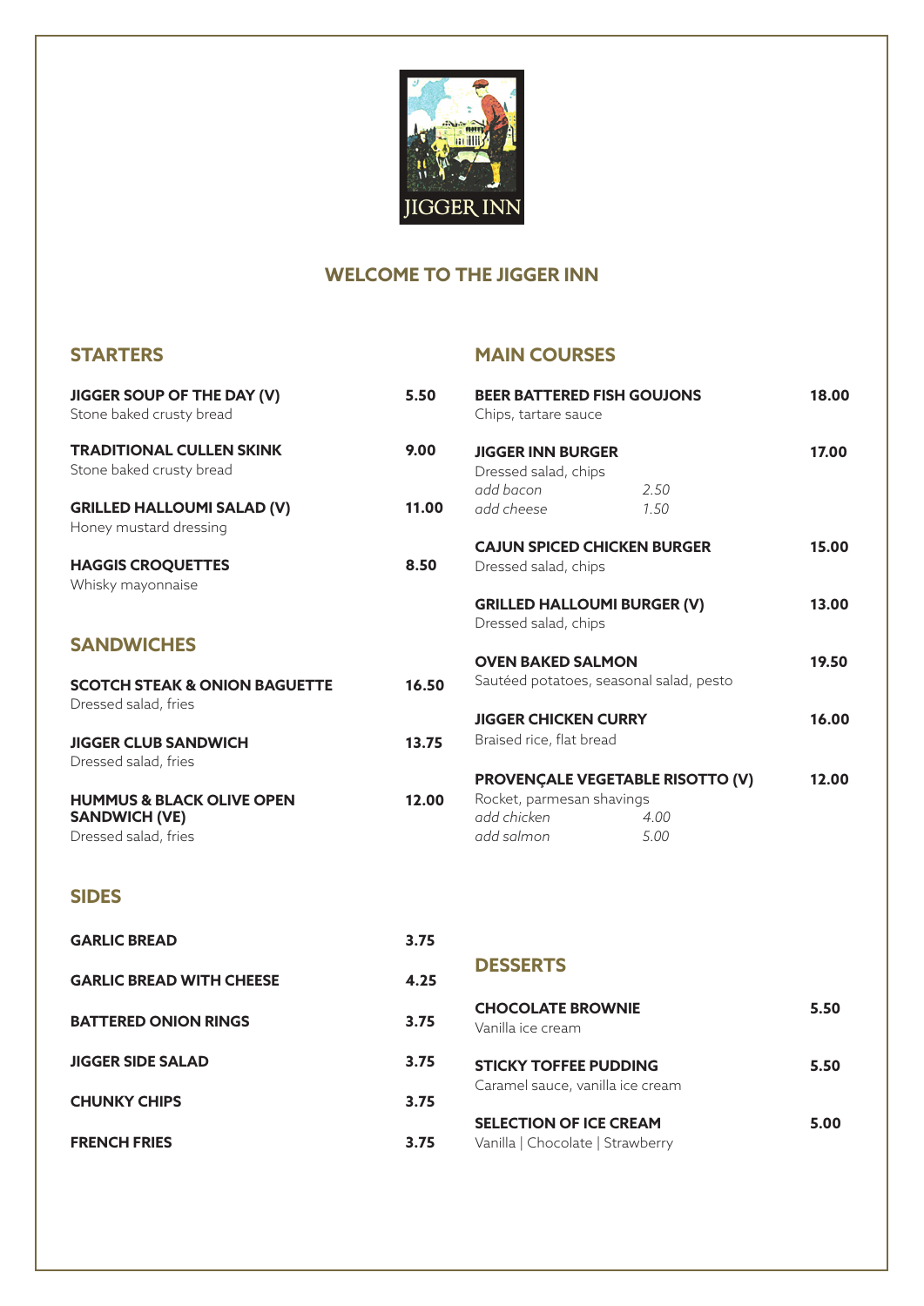JIGGER INN

# WELCOME TO THE JIGGER INN

## STARTERS

**JIGGER SOUP OF THE DAY (V)** 5.50
Stone baked crusty bread

**TRADITIONAL CULLEN SKINK** 9.00
Stone baked crusty bread

**GRILLED HALLOUMI SALAD (V)** 11.00
Honey mustard dressing

**HAGGIS CROQUETTES** 8.50
Whisky mayonnaise

## SANDWICHES

**SCOTCH STEAK & ONION BAGUETTE** 16.50
Dressed salad, fries

**JIGGER CLUB SANDWICH** 13.75
Dressed salad, fries

**HUMMUS & BLACK OLIVE OPEN SANDWICH (VE)** 12.00
Dressed salad, fries

## SIDES

**GARLIC BREAD** 3.75

**GARLIC BREAD WITH CHEESE** 4.25

**BATTERED ONION RINGS** 3.75

**JIGGER SIDE SALAD** 3.75

**CHUNKY CHIPS** 3.75

**FRENCH FRIES** 3.75

## MAIN COURSES

**BEER BATTERED FISH GOUJONS** 18.00
Chips, tartare sauce

**JIGGER INN BURGER** 17.00
Dressed salad, chips
*add bacon* *2.50*
*add cheese* *1.50*

**CAJUN SPICED CHICKEN BURGER** 15.00
Dressed salad, chips

**GRILLED HALLOUMI BURGER (V)** 13.00
Dressed salad, chips

**OVEN BAKED SALMON** 19.50
Sautéed potatoes, seasonal salad, pesto

**JIGGER CHICKEN CURRY** 16.00
Braised rice, flat bread

**PROVENÇALE VEGETABLE RISOTTO (V)** 12.00
Rocket, parmesan shavings
*add chicken* *4.00*
*add salmon* *5.00*

## DESSERTS

**CHOCOLATE BROWNIE** 5.50
Vanilla ice cream

**STICKY TOFFEE PUDDING** 5.50
Caramel sauce, vanilla ice cream

**SELECTION OF ICE CREAM** 5.00
Vanilla | Chocolate | Strawberry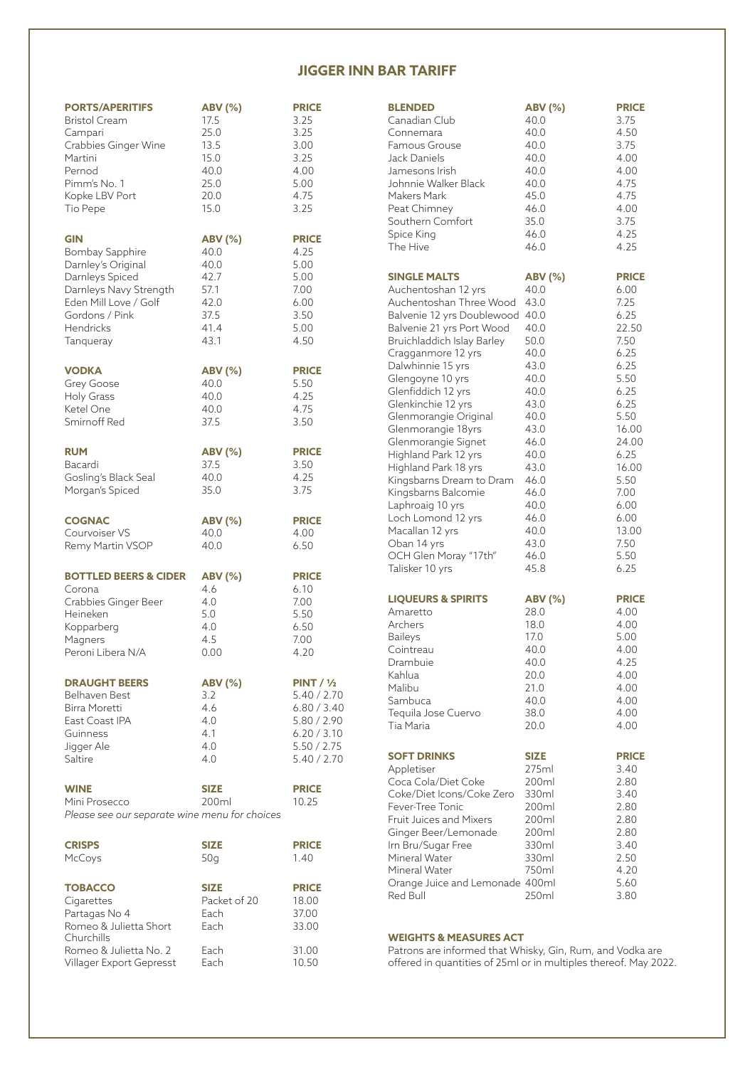# JIGGER INN BAR TARIFF

| PORTS/APERITIFS | ABV (%) | PRICE |
|---|---|---|
| Bristol Cream | 17.5 | 3.25 |
| Campari | 25.0 | 3.25 |
| Crabbies Ginger Wine | 13.5 | 3.00 |
| Martini | 15.0 | 3.25 |
| Pernod | 40.0 | 4.00 |
| Pimm's No. 1 | 25.0 | 5.00 |
| Kopke LBV Port | 20.0 | 4.75 |
| Tio Pepe | 15.0 | 3.25 |

| GIN | ABV (%) | PRICE |
|---|---|---|
| Bombay Sapphire | 40.0 | 4.25 |
| Darnley's Original | 40.0 | 5.00 |
| Darnleys Spiced | 42.7 | 5.00 |
| Darnleys Navy Strength | 57.1 | 7.00 |
| Eden Mill Love / Golf | 42.0 | 6.00 |
| Gordons / Pink | 37.5 | 3.50 |
| Hendricks | 41.4 | 5.00 |
| Tanqueray | 43.1 | 4.50 |

| VODKA | ABV (%) | PRICE |
|---|---|---|
| Grey Goose | 40.0 | 5.50 |
| Holy Grass | 40.0 | 4.25 |
| Ketel One | 40.0 | 4.75 |
| Smirnoff Red | 37.5 | 3.50 |

| RUM | ABV (%) | PRICE |
|---|---|---|
| Bacardi | 37.5 | 3.50 |
| Gosling's Black Seal | 40.0 | 4.25 |
| Morgan's Spiced | 35.0 | 3.75 |

| COGNAC | ABV (%) | PRICE |
|---|---|---|
| Courvoiser VS | 40.0 | 4.00 |
| Remy Martin VSOP | 40.0 | 6.50 |

| BOTTLED BEERS & CIDER | ABV (%) | PRICE |
|---|---|---|
| Corona | 4.6 | 6.10 |
| Crabbies Ginger Beer | 4.0 | 7.00 |
| Heineken | 5.0 | 5.50 |
| Kopparberg | 4.0 | 6.50 |
| Magners | 4.5 | 7.00 |
| Peroni Libera N/A | 0.00 | 4.20 |

| DRAUGHT BEERS | ABV (%) | PINT / ½ |
|---|---|---|
| Belhaven Best | 3.2 | 5.40 / 2.70 |
| Birra Moretti | 4.6 | 6.80 / 3.40 |
| East Coast IPA | 4.0 | 5.80 / 2.90 |
| Guinness | 4.1 | 6.20 / 3.10 |
| Jigger Ale | 4.0 | 5.50 / 2.75 |
| Saltire | 4.0 | 5.40 / 2.70 |

| WINE | SIZE | PRICE |
|---|---|---|
| Mini Prosecco | 200ml | 10.25 |

*Please see our separate wine menu for choices*

| CRISPS | SIZE | PRICE |
|---|---|---|
| McCoys | 50g | 1.40 |

| TOBACCO | SIZE | PRICE |
|---|---|---|
| Cigarettes | Packet of 20 | 18.00 |
| Partagas No 4 | Each | 37.00 |
| Romeo & Julietta Short Churchills | Each | 33.00 |
| Romeo & Julietta No. 2 | Each | 31.00 |
| Villager Export Gepresst | Each | 10.50 |

| BLENDED | ABV (%) | PRICE |
|---|---|---|
| Canadian Club | 40.0 | 3.75 |
| Connemara | 40.0 | 4.50 |
| Famous Grouse | 40.0 | 3.75 |
| Jack Daniels | 40.0 | 4.00 |
| Jamesons Irish | 40.0 | 4.00 |
| Johnnie Walker Black | 40.0 | 4.75 |
| Makers Mark | 45.0 | 4.75 |
| Peat Chimney | 46.0 | 4.00 |
| Southern Comfort | 35.0 | 3.75 |
| Spice King | 46.0 | 4.25 |
| The Hive | 46.0 | 4.25 |

| SINGLE MALTS | ABV (%) | PRICE |
|---|---|---|
| Auchentoshan 12 yrs | 40.0 | 6.00 |
| Auchentoshan Three Wood | 43.0 | 7.25 |
| Balvenie 12 yrs Doublewood | 40.0 | 6.25 |
| Balvenie 21 yrs Port Wood | 40.0 | 22.50 |
| Bruichladdich Islay Barley | 50.0 | 7.50 |
| Cragganmore 12 yrs | 40.0 | 6.25 |
| Dalwhinnie 15 yrs | 43.0 | 6.25 |
| Glengoyne 10 yrs | 40.0 | 5.50 |
| Glenfiddich 12 yrs | 40.0 | 6.25 |
| Glenkinchie 12 yrs | 43.0 | 6.25 |
| Glenmorangie Original | 40.0 | 5.50 |
| Glenmorangie 18yrs | 43.0 | 16.00 |
| Glenmorangie Signet | 46.0 | 24.00 |
| Highland Park 12 yrs | 40.0 | 6.25 |
| Highland Park 18 yrs | 43.0 | 16.00 |
| Kingsbarns Dream to Dram | 46.0 | 5.50 |
| Kingsbarns Balcomie | 46.0 | 7.00 |
| Laphroaig 10 yrs | 40.0 | 6.00 |
| Loch Lomond 12 yrs | 46.0 | 6.00 |
| Macallan 12 yrs | 40.0 | 13.00 |
| Oban 14 yrs | 43.0 | 7.50 |
| OCH Glen Moray "17th" | 46.0 | 5.50 |
| Talisker 10 yrs | 45.8 | 6.25 |

| LIQUEURS & SPIRITS | ABV (%) | PRICE |
|---|---|---|
| Amaretto | 28.0 | 4.00 |
| Archers | 18.0 | 4.00 |
| Baileys | 17.0 | 5.00 |
| Cointreau | 40.0 | 4.00 |
| Drambuie | 40.0 | 4.25 |
| Kahlua | 20.0 | 4.00 |
| Malibu | 21.0 | 4.00 |
| Sambuca | 40.0 | 4.00 |
| Tequila Jose Cuervo | 38.0 | 4.00 |
| Tia Maria | 20.0 | 4.00 |

| SOFT DRINKS | SIZE | PRICE |
|---|---|---|
| Appletiser | 275ml | 3.40 |
| Coca Cola/Diet Coke | 200ml | 2.80 |
| Coke/Diet Icons/Coke Zero | 330ml | 3.40 |
| Fever-Tree Tonic | 200ml | 2.80 |
| Fruit Juices and Mixers | 200ml | 2.80 |
| Ginger Beer/Lemonade | 200ml | 2.80 |
| Irn Bru/Sugar Free | 330ml | 3.40 |
| Mineral Water | 330ml | 2.50 |
| Mineral Water | 750ml | 4.20 |
| Orange Juice and Lemonade | 400ml | 5.60 |
| Red Bull | 250ml | 3.80 |

**WEIGHTS & MEASURES ACT**

Patrons are informed that Whisky, Gin, Rum, and Vodka are offered in quantities of 25ml or in multiples thereof. May 2022.